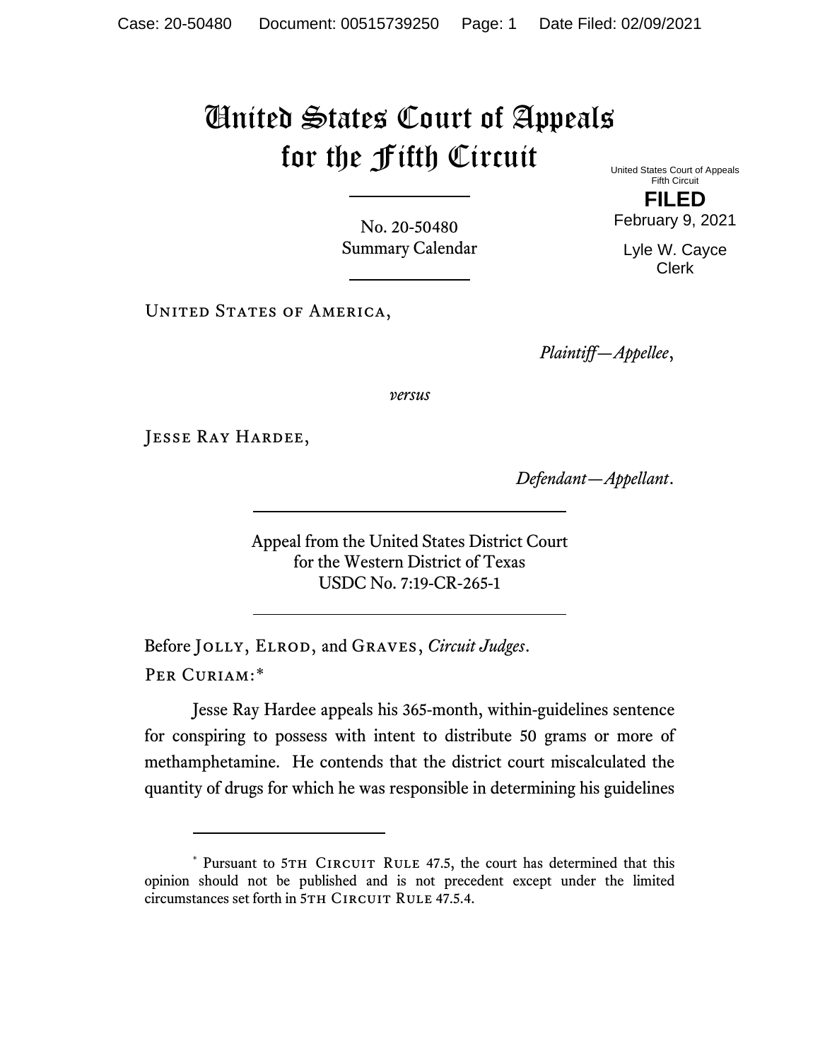# United States Court of Appeals for the Fifth Circuit

United States Court of Appeals
Fifth Circuit

**FILED**

February 9, 2021

Lyle W. Cayce
Clerk

No. 20-50480
Summary Calendar

United States of America,

*Plaintiff—Appellee*,

*versus*

Jesse Ray Hardee,

*Defendant—Appellant*.

Appeal from the United States District Court
for the Western District of Texas
USDC No. 7:19-CR-265-1

Before Jolly, Elrod, and Graves, *Circuit Judges*.

Per Curiam:*

Jesse Ray Hardee appeals his 365-month, within-guidelines sentence for conspiring to possess with intent to distribute 50 grams or more of methamphetamine. He contends that the district court miscalculated the quantity of drugs for which he was responsible in determining his guidelines

---

* Pursuant to 5th Circuit Rule 47.5, the court has determined that this opinion should not be published and is not precedent except under the limited circumstances set forth in 5th Circuit Rule 47.5.4.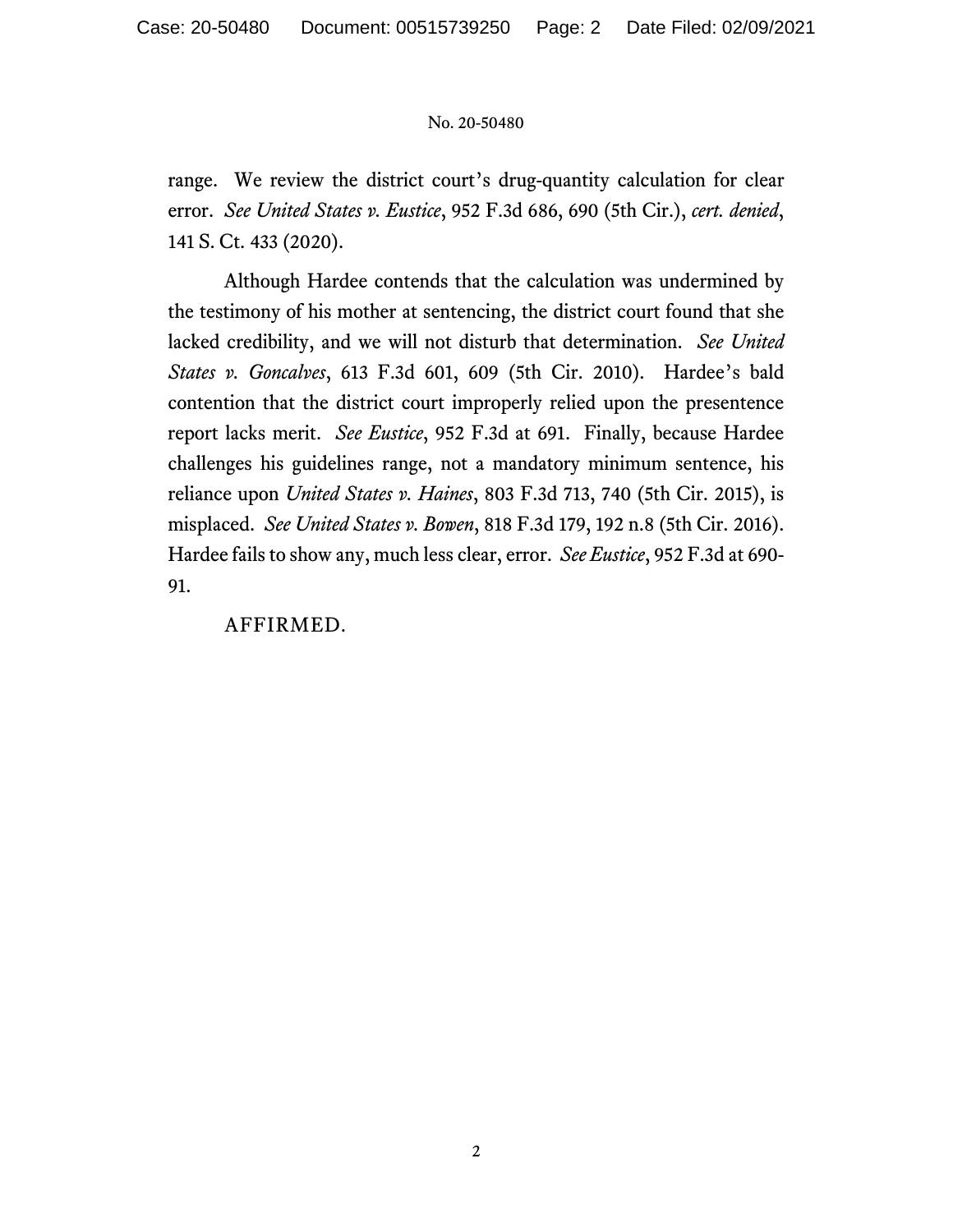range. We review the district court's drug-quantity calculation for clear error. *See United States v. Eustice*, 952 F.3d 686, 690 (5th Cir.), *cert. denied*, 141 S. Ct. 433 (2020).

Although Hardee contends that the calculation was undermined by the testimony of his mother at sentencing, the district court found that she lacked credibility, and we will not disturb that determination. *See United States v. Goncalves*, 613 F.3d 601, 609 (5th Cir. 2010). Hardee's bald contention that the district court improperly relied upon the presentence report lacks merit. *See Eustice*, 952 F.3d at 691. Finally, because Hardee challenges his guidelines range, not a mandatory minimum sentence, his reliance upon *United States v. Haines*, 803 F.3d 713, 740 (5th Cir. 2015), is misplaced. *See United States v. Bowen*, 818 F.3d 179, 192 n.8 (5th Cir. 2016). Hardee fails to show any, much less clear, error. *See Eustice*, 952 F.3d at 690-91.

AFFIRMED.